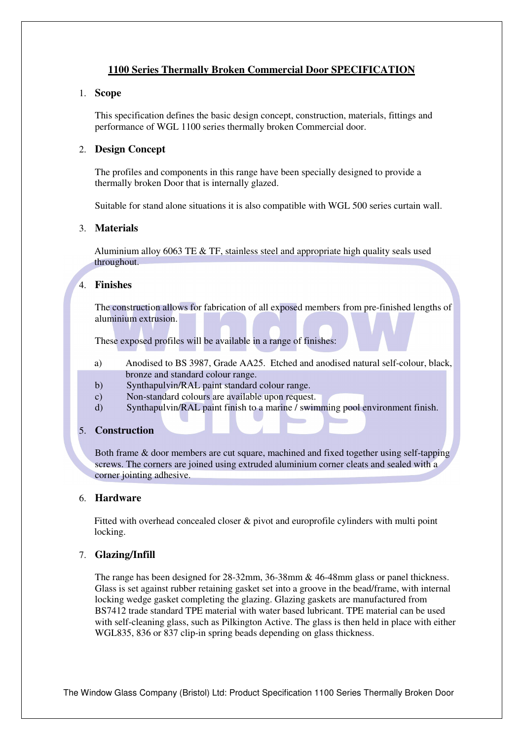# 1100 Series Thermally Broken Commercial Door SPECIFICATION

## 1. Scope

This specification defines the basic design concept, construction, materials, fittings and performance of WGL 1100 series thermally broken Commercial door.

## 2. Design Concept

The profiles and components in this range have been specially designed to provide a thermally broken Door that is internally glazed.

Suitable for stand alone situations it is also compatible with WGL 500 series curtain wall.

## 3. Materials

Aluminium alloy 6063 TE & TF, stainless steel and appropriate high quality seals used throughout.

## 4. Finishes

The construction allows for fabrication of all exposed members from pre-finished lengths of aluminium extrusion.

These exposed profiles will be available in a range of finishes:

a) Anodised to BS 3987, Grade AA25. Etched and anodised natural self-colour, black, bronze and standard colour range.
b) Synthapulvin/RAL paint standard colour range.
c) Non-standard colours are available upon request.
d) Synthapulvin/RAL paint finish to a marine / swimming pool environment finish.

## 5. Construction

Both frame & door members are cut square, machined and fixed together using self-tapping screws. The corners are joined using extruded aluminium corner cleats and sealed with a corner jointing adhesive.

## 6. Hardware

Fitted with overhead concealed closer & pivot and europrofile cylinders with multi point locking.

## 7. Glazing/Infill

The range has been designed for 28-32mm, 36-38mm & 46-48mm glass or panel thickness. Glass is set against rubber retaining gasket set into a groove in the bead/frame, with internal locking wedge gasket completing the glazing. Glazing gaskets are manufactured from BS7412 trade standard TPE material with water based lubricant. TPE material can be used with self-cleaning glass, such as Pilkington Active. The glass is then held in place with either WGL835, 836 or 837 clip-in spring beads depending on glass thickness.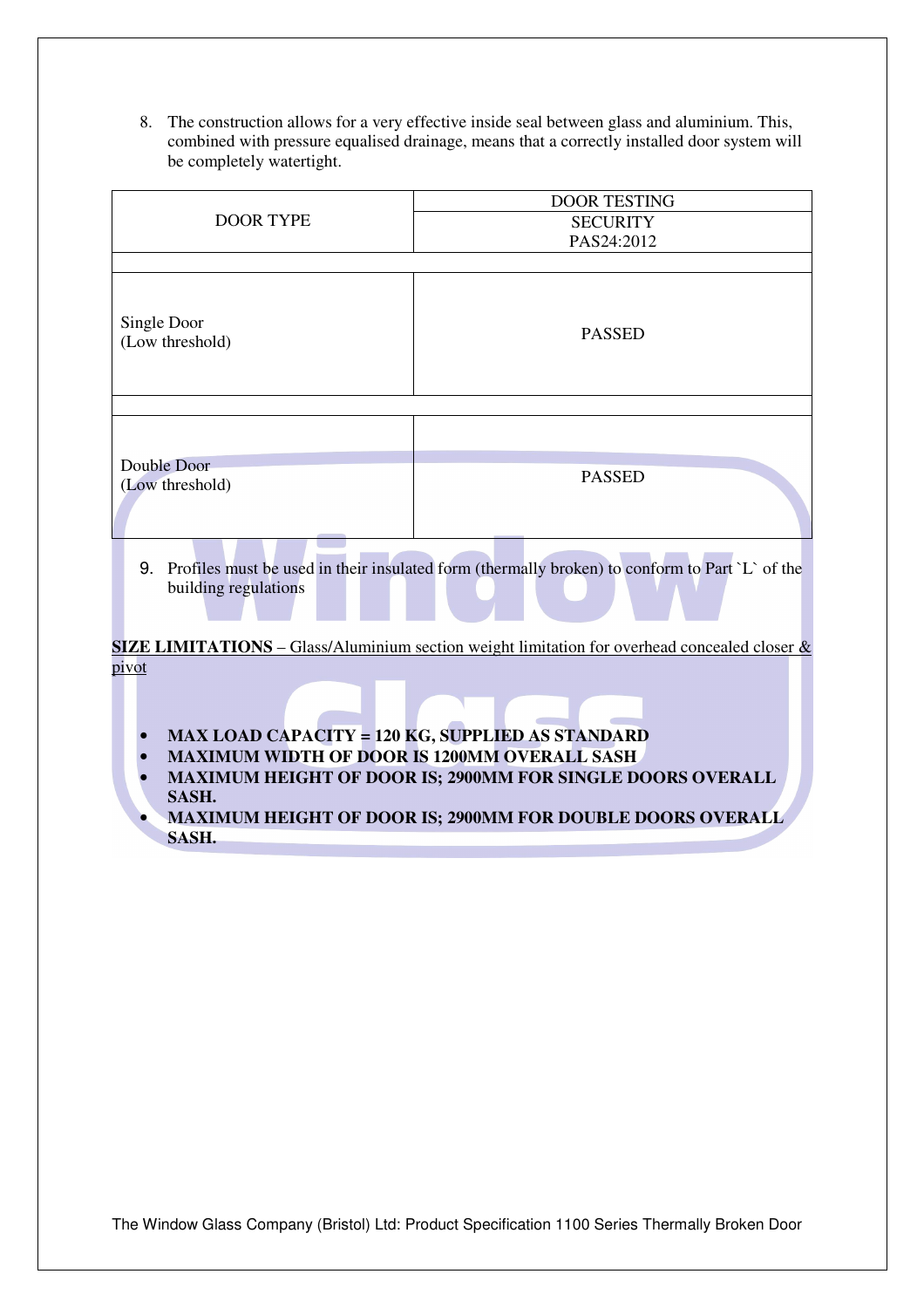8. The construction allows for a very effective inside seal between glass and aluminium. This, combined with pressure equalised drainage, means that a correctly installed door system will be completely watertight.

| DOOR TYPE | DOOR TESTING SECURITY PAS24:2012 |
|---|---|
| Single Door (Low threshold) | PASSED |
| Double Door (Low threshold) | PASSED |

9. Profiles must be used in their insulated form (thermally broken) to conform to Part `L` of the building regulations

**SIZE LIMITATIONS** – Glass/Aluminium section weight limitation for overhead concealed closer & pivot

- **MAX LOAD CAPACITY = 120 KG, SUPPLIED AS STANDARD**
- **MAXIMUM WIDTH OF DOOR IS 1200MM OVERALL SASH**
- **MAXIMUM HEIGHT OF DOOR IS; 2900MM FOR SINGLE DOORS OVERALL SASH.**
- **MAXIMUM HEIGHT OF DOOR IS; 2900MM FOR DOUBLE DOORS OVERALL SASH.**